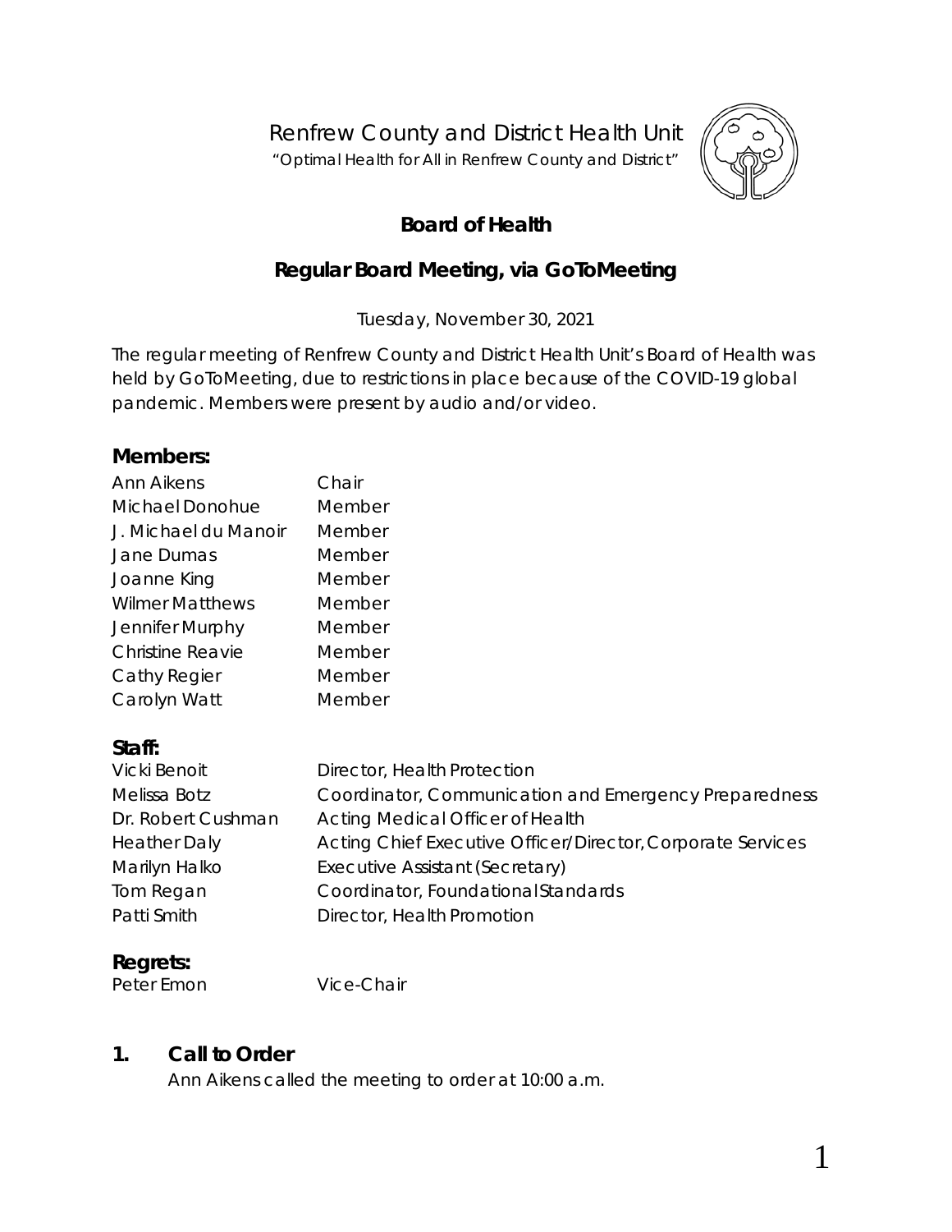Renfrew County and District Health Unit

"Optimal Health for All in Renfrew County and District"

# Board of Health

## Regular Board Meeting, via GoToMeeting

Tuesday, November 30, 2021

The regular meeting of Renfrew County and District Health Unit's Board of Health was held by GoToMeeting, due to restrictions in place because of the COVID-19 global pandemic. Members were present by audio and/or video.

### Members:

| | |
|---|---|
| Ann Aikens | Chair |
| Michael Donohue | Member |
| J. Michael du Manoir | Member |
| Jane Dumas | Member |
| Joanne King | Member |
| Wilmer Matthews | Member |
| Jennifer Murphy | Member |
| Christine Reavie | Member |
| Cathy Regier | Member |
| Carolyn Watt | Member |

### Staff:

| | |
|---|---|
| Vicki Benoit | Director, Health Protection |
| Melissa Botz | Coordinator, Communication and Emergency Preparedness |
| Dr. Robert Cushman | Acting Medical Officer of Health |
| Heather Daly | Acting Chief Executive Officer/Director, Corporate Services |
| Marilyn Halko | Executive Assistant (Secretary) |
| Tom Regan | Coordinator, Foundational Standards |
| Patti Smith | Director, Health Promotion |

### Regrets:

| | |
|---|---|
| Peter Emon | Vice-Chair |

### 1. Call to Order

Ann Aikens called the meeting to order at 10:00 a.m.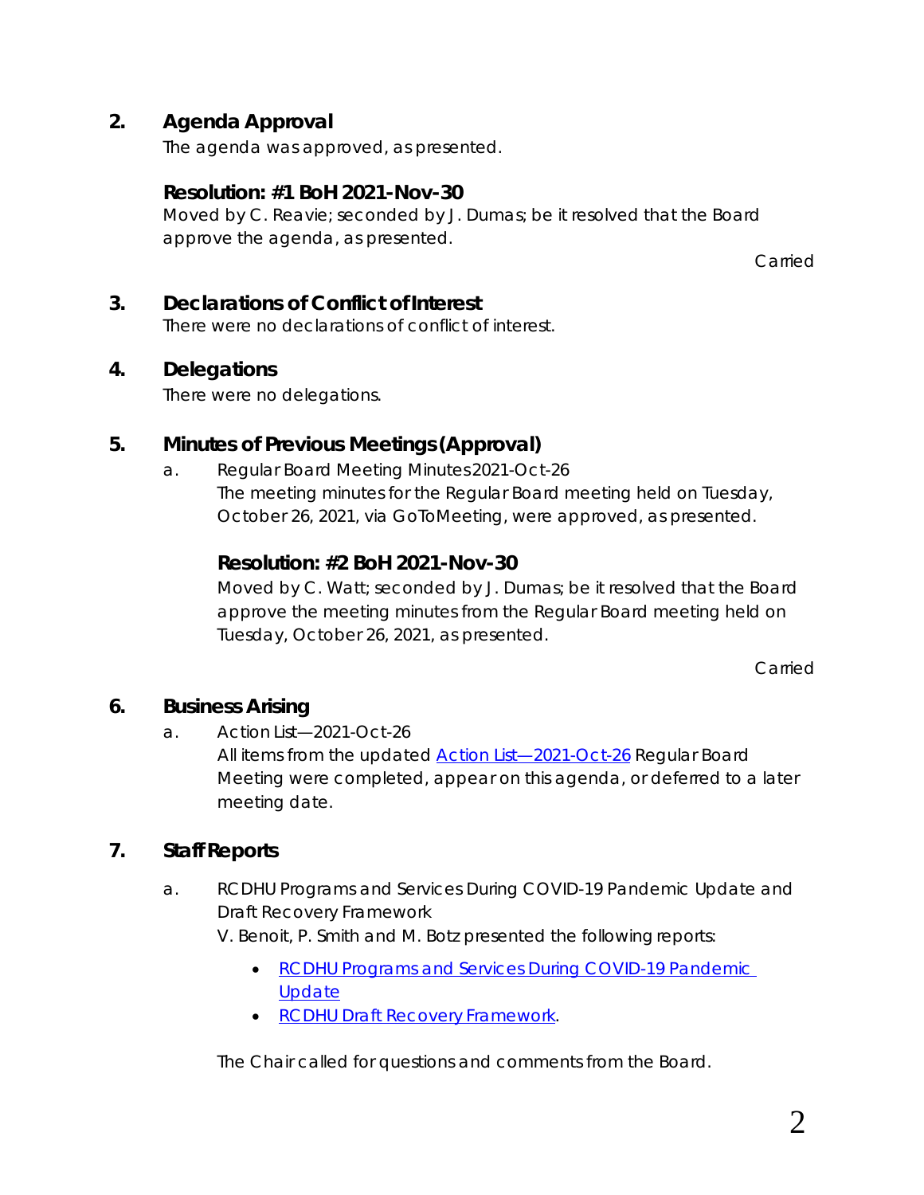## 2. Agenda Approval

The agenda was approved, as presented.

### Resolution: #1 BoH 2021-Nov-30

Moved by C. Reavie; seconded by J. Dumas; be it resolved that the Board approve the agenda, as presented.

Carried

## 3. Declarations of Conflict of Interest

There were no declarations of conflict of interest.

## 4. Delegations

There were no delegations.

## 5. Minutes of Previous Meetings (Approval)

a. Regular Board Meeting Minutes 2021-Oct-26

The meeting minutes for the Regular Board meeting held on Tuesday, October 26, 2021, via GoToMeeting, were approved, as presented.

### Resolution: #2 BoH 2021-Nov-30

Moved by C. Watt; seconded by J. Dumas; be it resolved that the Board approve the meeting minutes from the Regular Board meeting held on Tuesday, October 26, 2021, as presented.

Carried

## 6. Business Arising

a. Action List—2021-Oct-26

All items from the updated Action List—2021-Oct-26 Regular Board Meeting were completed, appear on this agenda, or deferred to a later meeting date.

## 7. Staff Reports

a. RCDHU Programs and Services During COVID-19 Pandemic Update and Draft Recovery Framework

V. Benoit, P. Smith and M. Botz presented the following reports:

- RCDHU Programs and Services During COVID-19 Pandemic Update
- RCDHU Draft Recovery Framework.

The Chair called for questions and comments from the Board.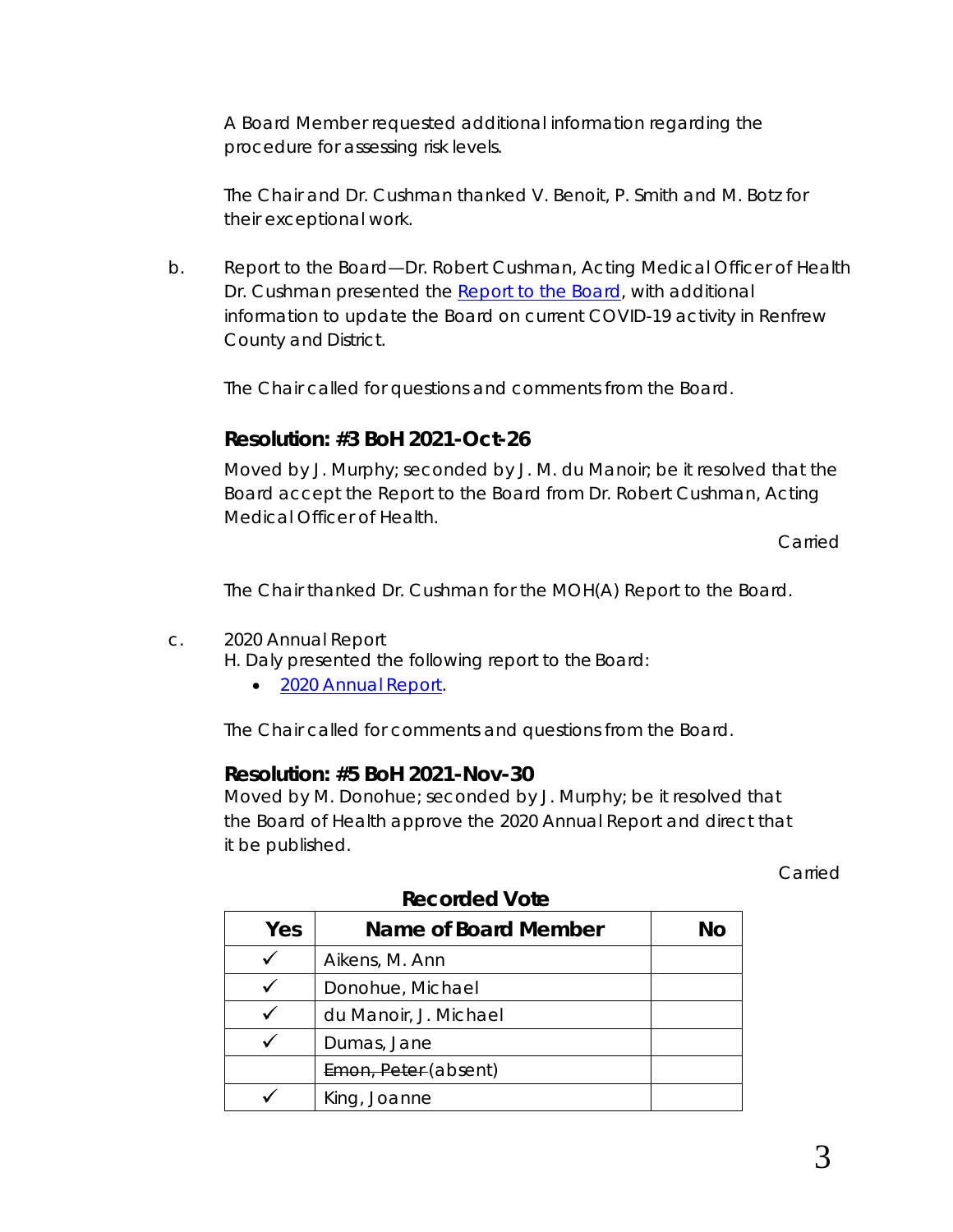A Board Member requested additional information regarding the procedure for assessing risk levels.

The Chair and Dr. Cushman thanked V. Benoit, P. Smith and M. Botz for their exceptional work.

b. Report to the Board—Dr. Robert Cushman, Acting Medical Officer of Health
Dr. Cushman presented the Report to the Board, with additional information to update the Board on current COVID-19 activity in Renfrew County and District.

The Chair called for questions and comments from the Board.

### Resolution: #3 BoH 2021-Oct-26

Moved by J. Murphy; seconded by J. M. du Manoir; be it resolved that the Board accept the Report to the Board from Dr. Robert Cushman, Acting Medical Officer of Health.

Carried

The Chair thanked Dr. Cushman for the MOH(A) Report to the Board.

c. 2020 Annual Report
H. Daly presented the following report to the Board:

- 2020 Annual Report.

The Chair called for comments and questions from the Board.

### Resolution: #5 BoH 2021-Nov-30

Moved by M. Donohue; seconded by J. Murphy; be it resolved that the Board of Health approve the 2020 Annual Report and direct that it be published.

Carried

**Recorded Vote**

| Yes | Name of Board Member | No |
|---|---|---|
| ✓ | Aikens, M. Ann | |
| ✓ | Donohue, Michael | |
| ✓ | du Manoir, J. Michael | |
| ✓ | Dumas, Jane | |
| | ~~Emon, Peter~~ (absent) | |
| ✓ | King, Joanne | |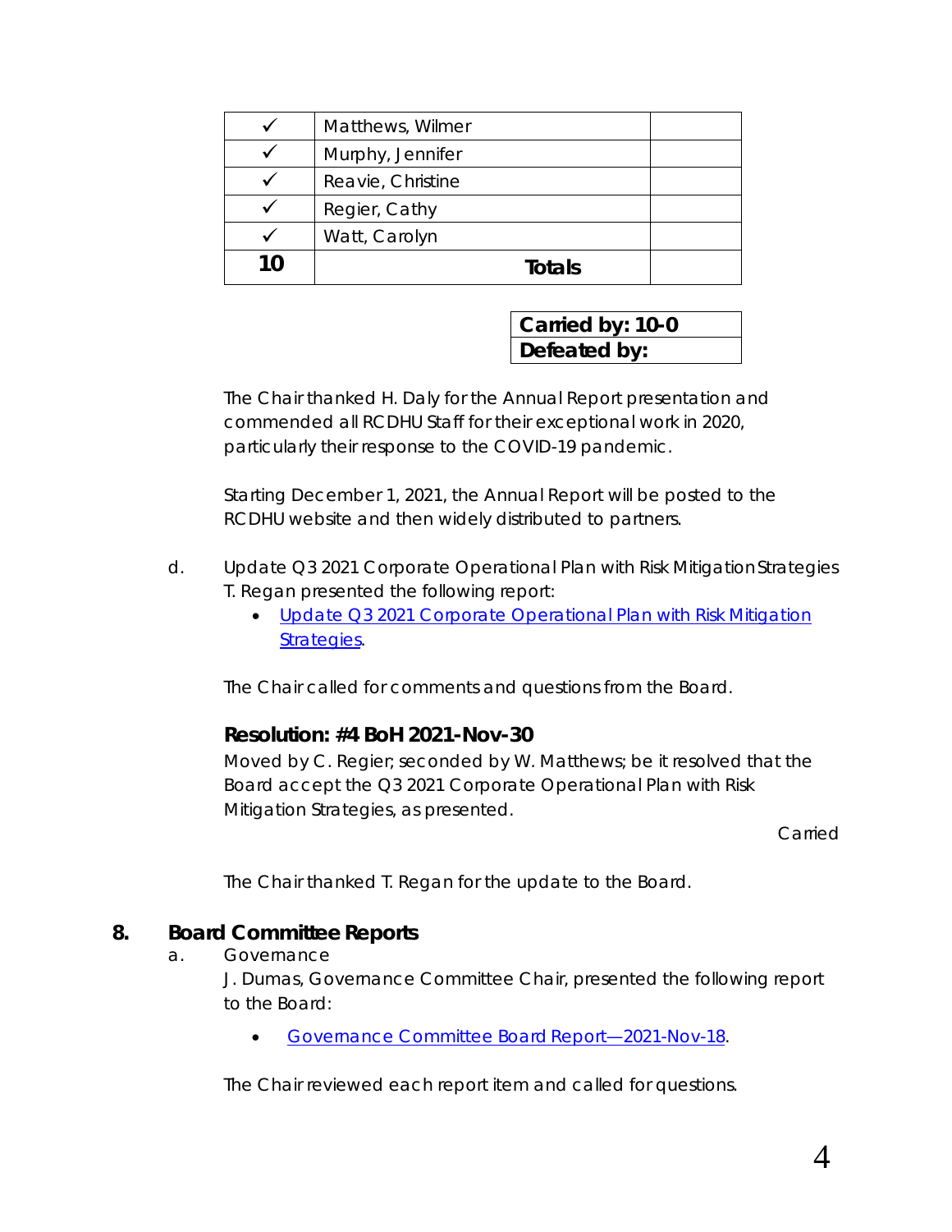| ✓ | Matthews, Wilmer | |
|---|---|---|
| ✓ | Murphy, Jennifer | |
| ✓ | Reavie, Christine | |
| ✓ | Regier, Cathy | |
| ✓ | Watt, Carolyn | |
| **10** | **Totals** | |

| **Carried by: 10-0** |
|---|
| **Defeated by:** |

The Chair thanked H. Daly for the Annual Report presentation and commended all RCDHU Staff for their exceptional work in 2020, particularly their response to the COVID-19 pandemic.

Starting December 1, 2021, the Annual Report will be posted to the RCDHU website and then widely distributed to partners.

d. Update Q3 2021 Corporate Operational Plan with Risk Mitigation Strategies
T. Regan presented the following report:

- Update Q3 2021 Corporate Operational Plan with Risk Mitigation Strategies.

The Chair called for comments and questions from the Board.

**Resolution: #4 BoH 2021-Nov-30**
Moved by C. Regier; seconded by W. Matthews; be it resolved that the Board accept the Q3 2021 Corporate Operational Plan with Risk Mitigation Strategies, as presented.

Carried

The Chair thanked T. Regan for the update to the Board.

## 8. Board Committee Reports

a. Governance
J. Dumas, Governance Committee Chair, presented the following report to the Board:

- Governance Committee Board Report—2021-Nov-18.

The Chair reviewed each report item and called for questions.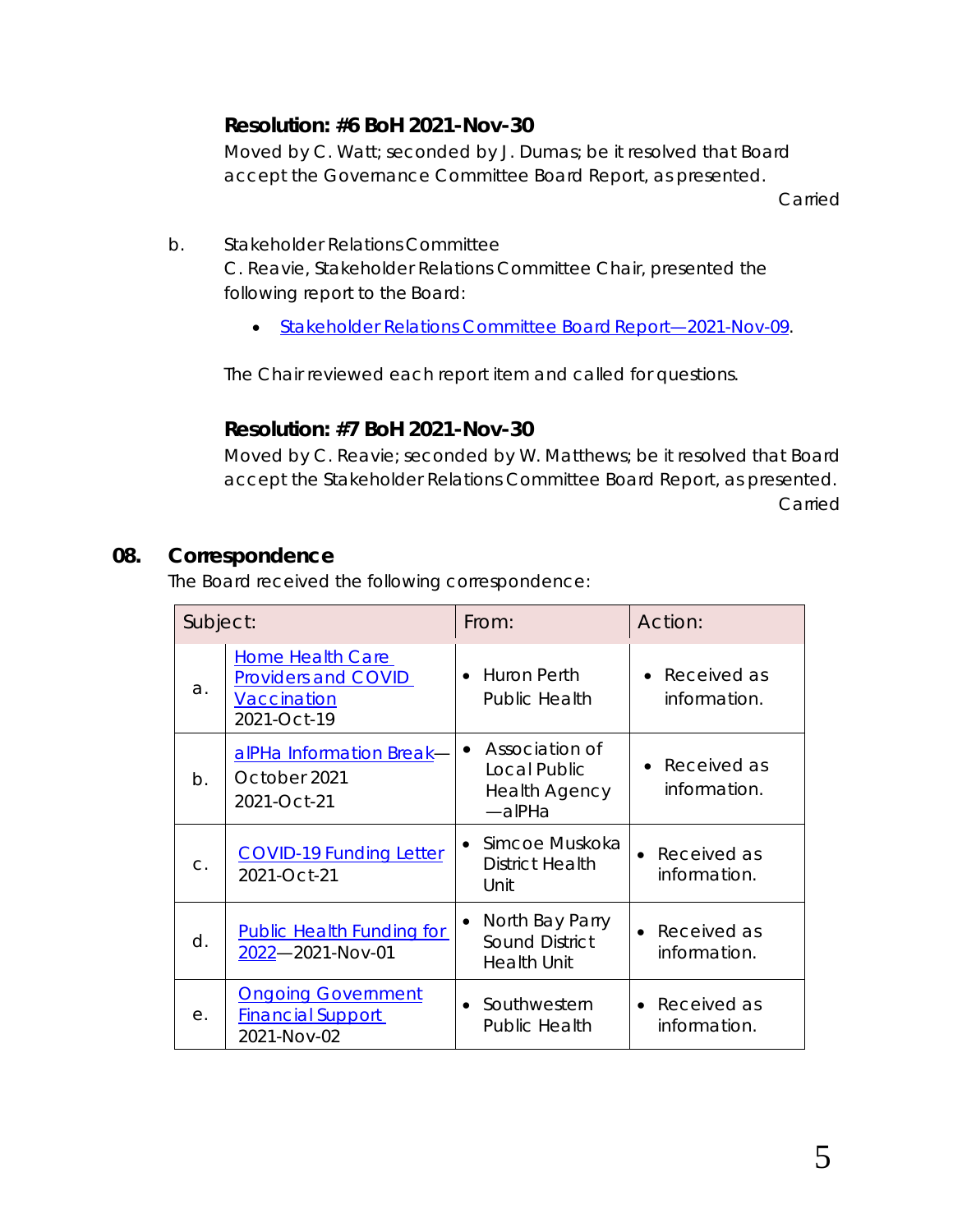**Resolution: #6 BoH 2021-Nov-30**

Moved by C. Watt; seconded by J. Dumas; be it resolved that Board accept the Governance Committee Board Report, as presented.

Carried

b. Stakeholder Relations Committee

C. Reavie, Stakeholder Relations Committee Chair, presented the following report to the Board:

- Stakeholder Relations Committee Board Report—2021-Nov-09.

The Chair reviewed each report item and called for questions.

**Resolution: #7 BoH 2021-Nov-30**

Moved by C. Reavie; seconded by W. Matthews; be it resolved that Board accept the Stakeholder Relations Committee Board Report, as presented.

Carried

## 08. Correspondence

The Board received the following correspondence:

| Subject: | | From: | Action: |
|---|---|---|---|
| a. | Home Health Care Providers and COVID Vaccination 2021-Oct-19 | • Huron Perth Public Health | • Received as information. |
| b. | alPHa Information Break—October 2021 2021-Oct-21 | • Association of Local Public Health Agency—alPHa | • Received as information. |
| c. | COVID-19 Funding Letter 2021-Oct-21 | • Simcoe Muskoka District Health Unit | • Received as information. |
| d. | Public Health Funding for 2022—2021-Nov-01 | • North Bay Parry Sound District Health Unit | • Received as information. |
| e. | Ongoing Government Financial Support 2021-Nov-02 | • Southwestern Public Health | • Received as information. |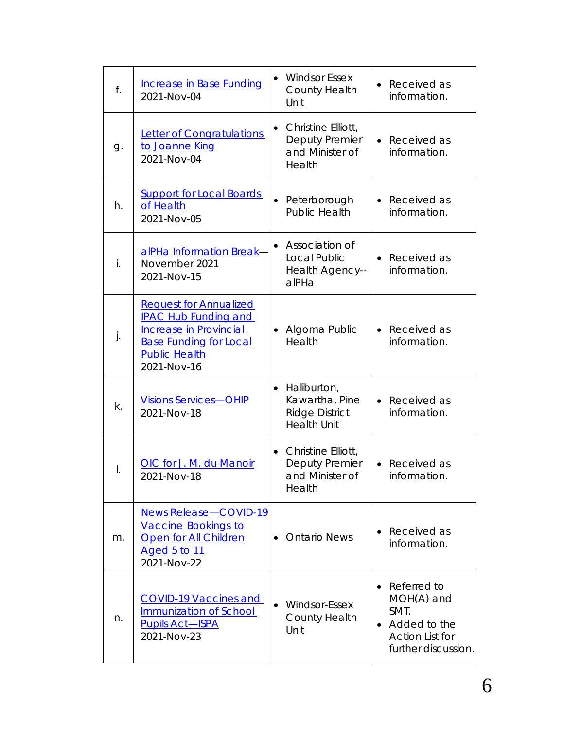| | | | |
|---|---|---|---|
| f. | Increase in Base Funding 2021-Nov-04 | • Windsor Essex County Health Unit | • Received as information. |
| g. | Letter of Congratulations to Joanne King 2021-Nov-04 | • Christine Elliott, Deputy Premier and Minister of Health | • Received as information. |
| h. | Support for Local Boards of Health 2021-Nov-05 | • Peterborough Public Health | • Received as information. |
| i. | alPHa Information Break—November 2021 2021-Nov-15 | • Association of Local Public Health Agency--alPHa | • Received as information. |
| j. | Request for Annualized IPAC Hub Funding and Increase in Provincial Base Funding for Local Public Health 2021-Nov-16 | • Algoma Public Health | • Received as information. |
| k. | Visions Services—OHIP 2021-Nov-18 | • Haliburton, Kawartha, Pine Ridge District Health Unit | • Received as information. |
| l. | OIC for J. M. du Manoir 2021-Nov-18 | • Christine Elliott, Deputy Premier and Minister of Health | • Received as information. |
| m. | News Release—COVID-19 Vaccine Bookings to Open for All Children Aged 5 to 11 2021-Nov-22 | • Ontario News | • Received as information. |
| n. | COVID-19 Vaccines and Immunization of School Pupils Act—ISPA 2021-Nov-23 | • Windsor-Essex County Health Unit | • Referred to MOH(A) and SMT. • Added to the Action List for further discussion. |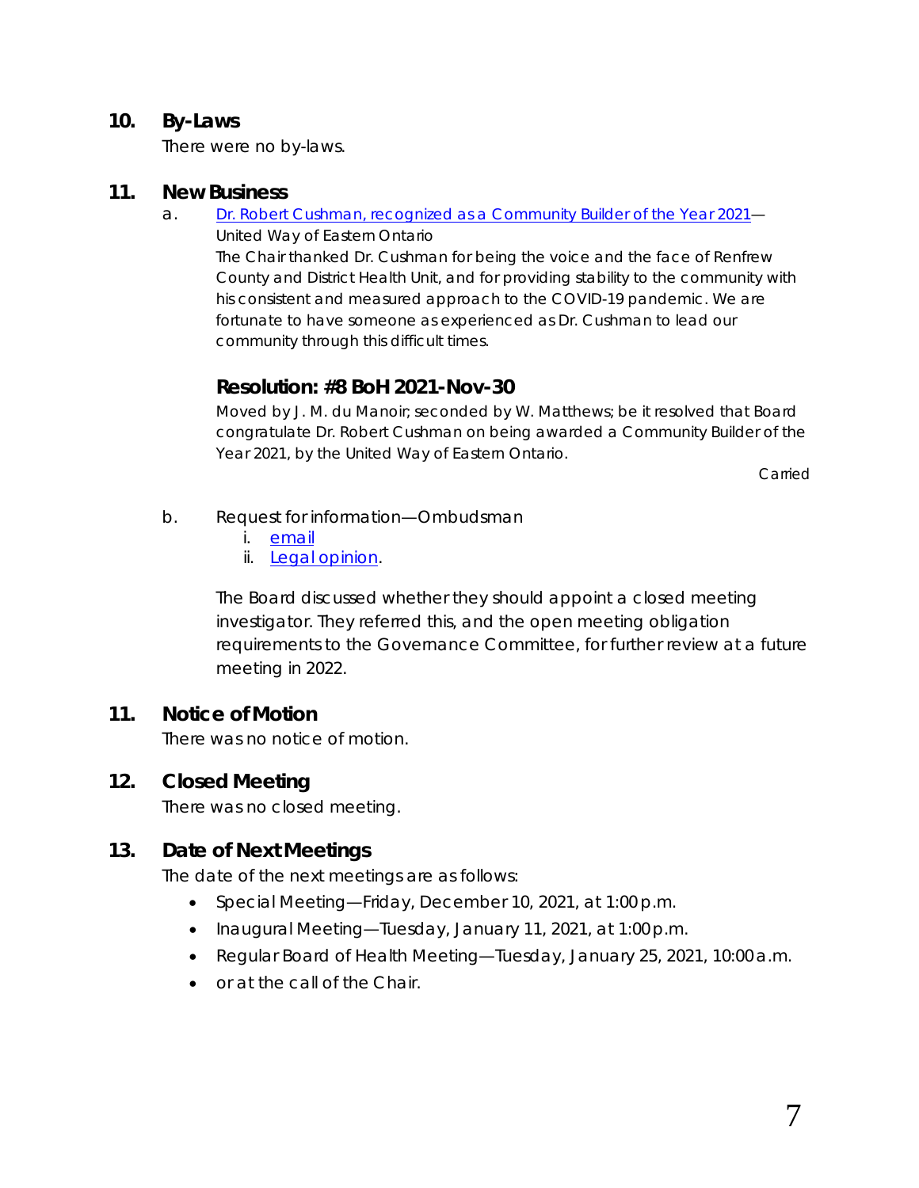## 10. By-Laws

There were no by-laws.

## 11. New Business

a. [Dr. Robert Cushman, recognized as a Community Builder of the Year 2021](#)—United Way of Eastern Ontario

The Chair thanked Dr. Cushman for being the voice and the face of Renfrew County and District Health Unit, and for providing stability to the community with his consistent and measured approach to the COVID-19 pandemic. We are fortunate to have someone as experienced as Dr. Cushman to lead our community through this difficult times.

### Resolution: #8 BoH 2021-Nov-30

Moved by J. M. du Manoir; seconded by W. Matthews; be it resolved that Board congratulate Dr. Robert Cushman on being awarded a Community Builder of the Year 2021, by the United Way of Eastern Ontario.

Carried

b. Request for information—Ombudsman

i. [email](#)
ii. [Legal opinion](#).

The Board discussed whether they should appoint a closed meeting investigator. They referred this, and the open meeting obligation requirements to the Governance Committee, for further review at a future meeting in 2022.

## 11. Notice of Motion

There was no notice of motion.

## 12. Closed Meeting

There was no closed meeting.

## 13. Date of Next Meetings

The date of the next meetings are as follows:

- Special Meeting—Friday, December 10, 2021, at 1:00 p.m.
- Inaugural Meeting—Tuesday, January 11, 2021, at 1:00 p.m.
- Regular Board of Health Meeting—Tuesday, January 25, 2021, 10:00 a.m.
- or at the call of the Chair.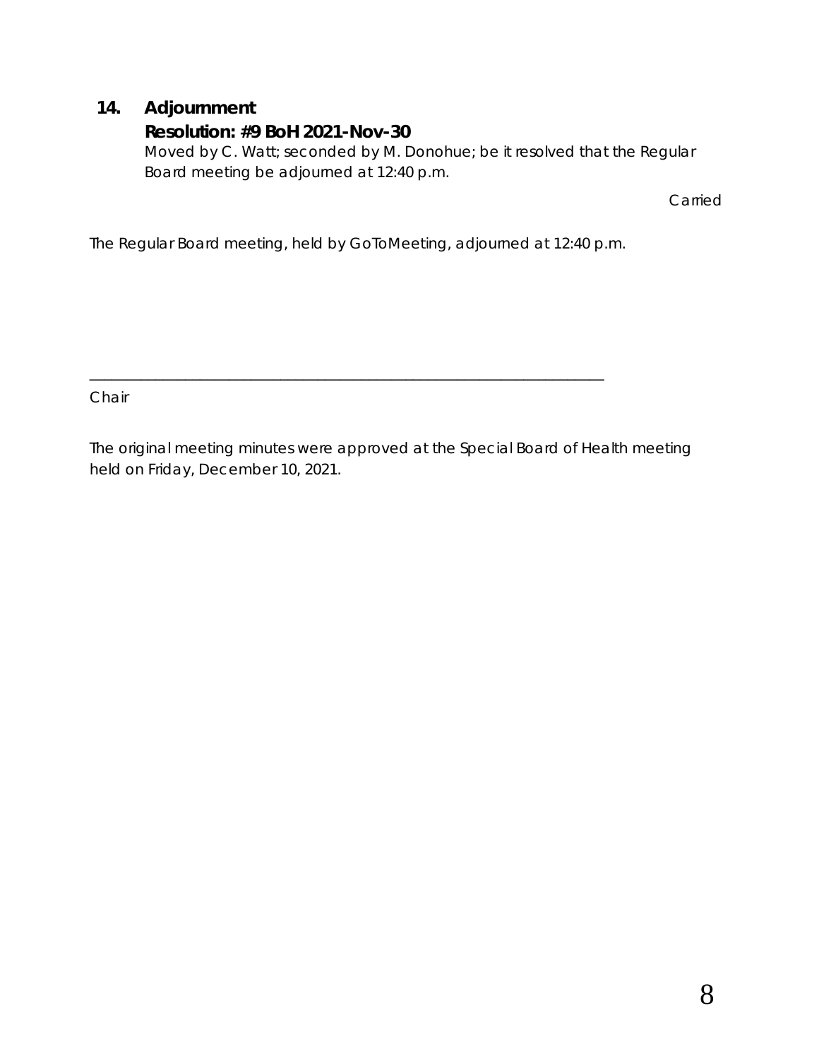## 14. Adjournment

**Resolution: #9 BoH 2021-Nov-30**

Moved by C. Watt; seconded by M. Donohue; be it resolved that the Regular Board meeting be adjourned at 12:40 p.m.

Carried

The Regular Board meeting, held by GoToMeeting, adjourned at 12:40 p.m.

\_\_\_\_\_\_\_\_\_\_\_\_\_\_\_\_\_\_\_\_\_\_\_\_\_\_\_\_\_\_\_\_\_\_\_\_\_\_\_\_\_\_\_\_\_\_\_\_\_\_\_\_\_\_\_\_\_\_\_\_\_\_\_\_

Chair

The original meeting minutes were approved at the Special Board of Health meeting held on Friday, December 10, 2021.